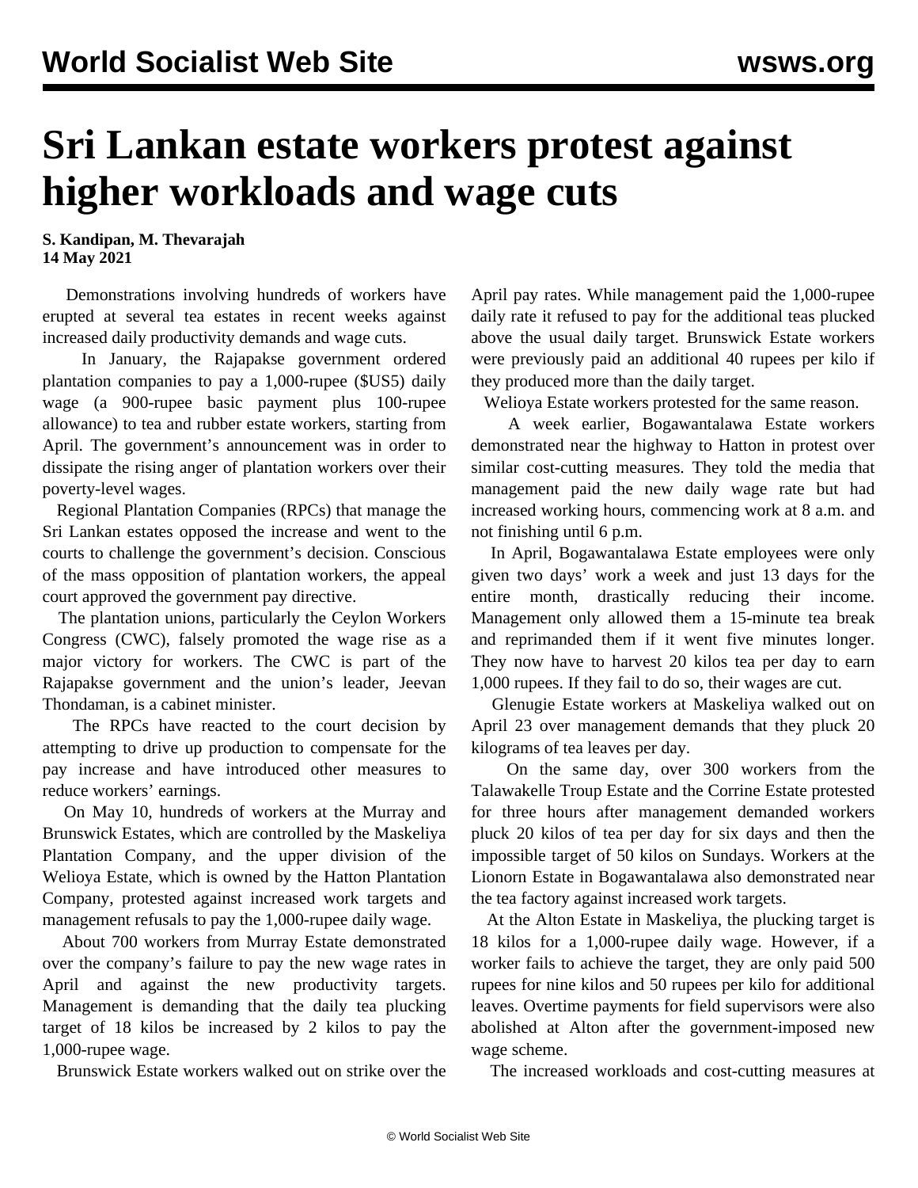# Sri Lankan estate workers protest against higher workloads and wage cuts

**S. Kandipan, M. Thevarajah**
**14 May 2021**

Demonstrations involving hundreds of workers have erupted at several tea estates in recent weeks against increased daily productivity demands and wage cuts.

In January, the Rajapakse government ordered plantation companies to pay a 1,000-rupee ($US5) daily wage (a 900-rupee basic payment plus 100-rupee allowance) to tea and rubber estate workers, starting from April. The government's announcement was in order to dissipate the rising anger of plantation workers over their poverty-level wages.

Regional Plantation Companies (RPCs) that manage the Sri Lankan estates opposed the increase and went to the courts to challenge the government's decision. Conscious of the mass opposition of plantation workers, the appeal court approved the government pay directive.

The plantation unions, particularly the Ceylon Workers Congress (CWC), falsely promoted the wage rise as a major victory for workers. The CWC is part of the Rajapakse government and the union's leader, Jeevan Thondaman, is a cabinet minister.

The RPCs have reacted to the court decision by attempting to drive up production to compensate for the pay increase and have introduced other measures to reduce workers' earnings.

On May 10, hundreds of workers at the Murray and Brunswick Estates, which are controlled by the Maskeliya Plantation Company, and the upper division of the Welioya Estate, which is owned by the Hatton Plantation Company, protested against increased work targets and management refusals to pay the 1,000-rupee daily wage.

About 700 workers from Murray Estate demonstrated over the company's failure to pay the new wage rates in April and against the new productivity targets. Management is demanding that the daily tea plucking target of 18 kilos be increased by 2 kilos to pay the 1,000-rupee wage.

Brunswick Estate workers walked out on strike over the April pay rates. While management paid the 1,000-rupee daily rate it refused to pay for the additional teas plucked above the usual daily target. Brunswick Estate workers were previously paid an additional 40 rupees per kilo if they produced more than the daily target.

Welioya Estate workers protested for the same reason.

A week earlier, Bogawantalawa Estate workers demonstrated near the highway to Hatton in protest over similar cost-cutting measures. They told the media that management paid the new daily wage rate but had increased working hours, commencing work at 8 a.m. and not finishing until 6 p.m.

In April, Bogawantalawa Estate employees were only given two days' work a week and just 13 days for the entire month, drastically reducing their income. Management only allowed them a 15-minute tea break and reprimanded them if it went five minutes longer. They now have to harvest 20 kilos tea per day to earn 1,000 rupees. If they fail to do so, their wages are cut.

Glenugie Estate workers at Maskeliya walked out on April 23 over management demands that they pluck 20 kilograms of tea leaves per day.

On the same day, over 300 workers from the Talawakelle Troup Estate and the Corrine Estate protested for three hours after management demanded workers pluck 20 kilos of tea per day for six days and then the impossible target of 50 kilos on Sundays. Workers at the Lionorn Estate in Bogawantalawa also demonstrated near the tea factory against increased work targets.

At the Alton Estate in Maskeliya, the plucking target is 18 kilos for a 1,000-rupee daily wage. However, if a worker fails to achieve the target, they are only paid 500 rupees for nine kilos and 50 rupees per kilo for additional leaves. Overtime payments for field supervisors were also abolished at Alton after the government-imposed new wage scheme.

The increased workloads and cost-cutting measures at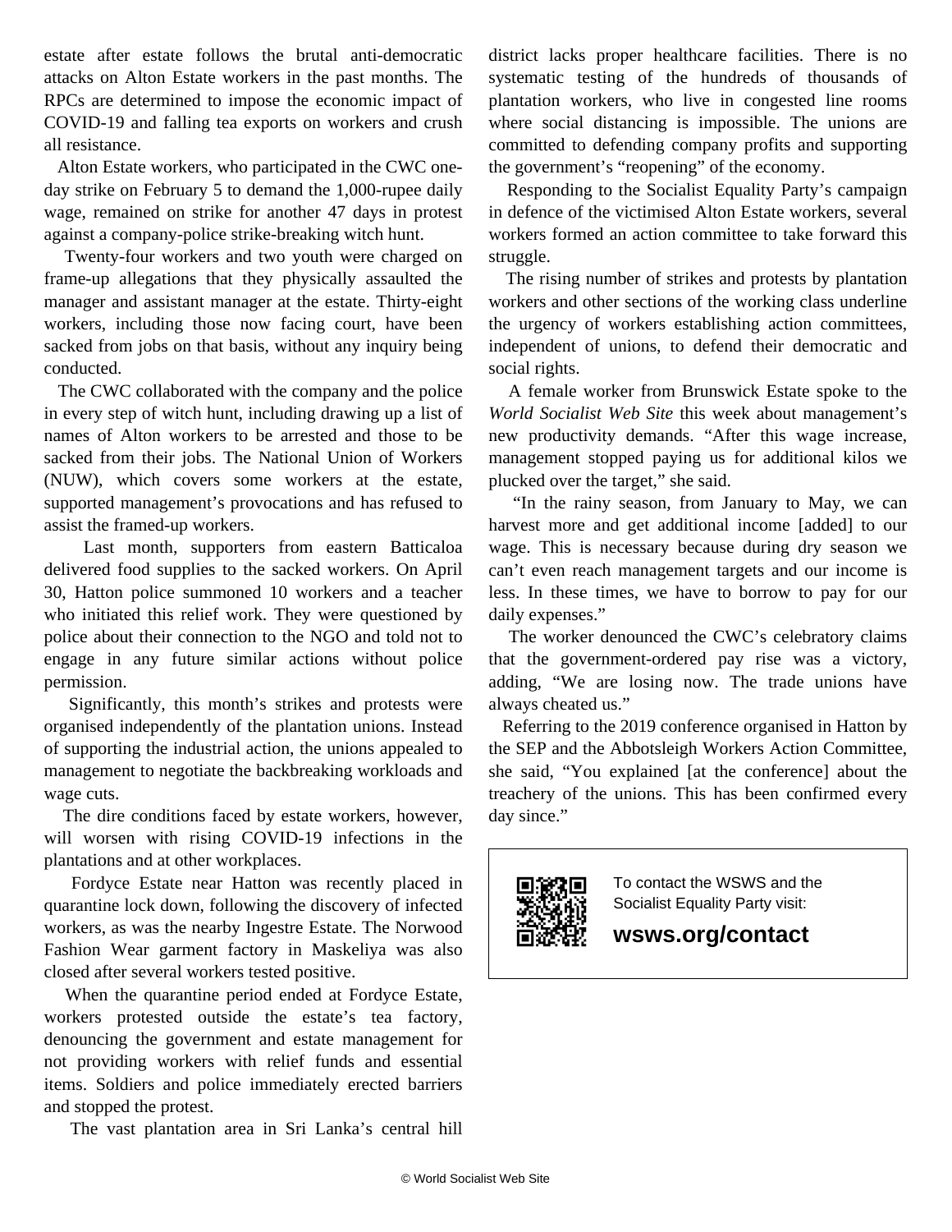estate after estate follows the brutal anti-democratic attacks on Alton Estate workers in the past months. The RPCs are determined to impose the economic impact of COVID-19 and falling tea exports on workers and crush all resistance.

Alton Estate workers, who participated in the CWC one-day strike on February 5 to demand the 1,000-rupee daily wage, remained on strike for another 47 days in protest against a company-police strike-breaking witch hunt.

Twenty-four workers and two youth were charged on frame-up allegations that they physically assaulted the manager and assistant manager at the estate. Thirty-eight workers, including those now facing court, have been sacked from jobs on that basis, without any inquiry being conducted.

The CWC collaborated with the company and the police in every step of witch hunt, including drawing up a list of names of Alton workers to be arrested and those to be sacked from their jobs. The National Union of Workers (NUW), which covers some workers at the estate, supported management's provocations and has refused to assist the framed-up workers.

Last month, supporters from eastern Batticaloa delivered food supplies to the sacked workers. On April 30, Hatton police summoned 10 workers and a teacher who initiated this relief work. They were questioned by police about their connection to the NGO and told not to engage in any future similar actions without police permission.

Significantly, this month's strikes and protests were organised independently of the plantation unions. Instead of supporting the industrial action, the unions appealed to management to negotiate the backbreaking workloads and wage cuts.

The dire conditions faced by estate workers, however, will worsen with rising COVID-19 infections in the plantations and at other workplaces.

Fordyce Estate near Hatton was recently placed in quarantine lock down, following the discovery of infected workers, as was the nearby Ingestre Estate. The Norwood Fashion Wear garment factory in Maskeliya was also closed after several workers tested positive.

When the quarantine period ended at Fordyce Estate, workers protested outside the estate's tea factory, denouncing the government and estate management for not providing workers with relief funds and essential items. Soldiers and police immediately erected barriers and stopped the protest.

The vast plantation area in Sri Lanka's central hill district lacks proper healthcare facilities. There is no systematic testing of the hundreds of thousands of plantation workers, who live in congested line rooms where social distancing is impossible. The unions are committed to defending company profits and supporting the government's "reopening" of the economy.

Responding to the Socialist Equality Party's campaign in defence of the victimised Alton Estate workers, several workers formed an action committee to take forward this struggle.

The rising number of strikes and protests by plantation workers and other sections of the working class underline the urgency of workers establishing action committees, independent of unions, to defend their democratic and social rights.

A female worker from Brunswick Estate spoke to the *World Socialist Web Site* this week about management's new productivity demands. "After this wage increase, management stopped paying us for additional kilos we plucked over the target," she said.

"In the rainy season, from January to May, we can harvest more and get additional income [added] to our wage. This is necessary because during dry season we can't even reach management targets and our income is less. In these times, we have to borrow to pay for our daily expenses."

The worker denounced the CWC's celebratory claims that the government-ordered pay rise was a victory, adding, "We are losing now. The trade unions have always cheated us."

Referring to the 2019 conference organised in Hatton by the SEP and the Abbotsleigh Workers Action Committee, she said, "You explained [at the conference] about the treachery of the unions. This has been confirmed every day since."

To contact the WSWS and the Socialist Equality Party visit:

**wsws.org/contact**